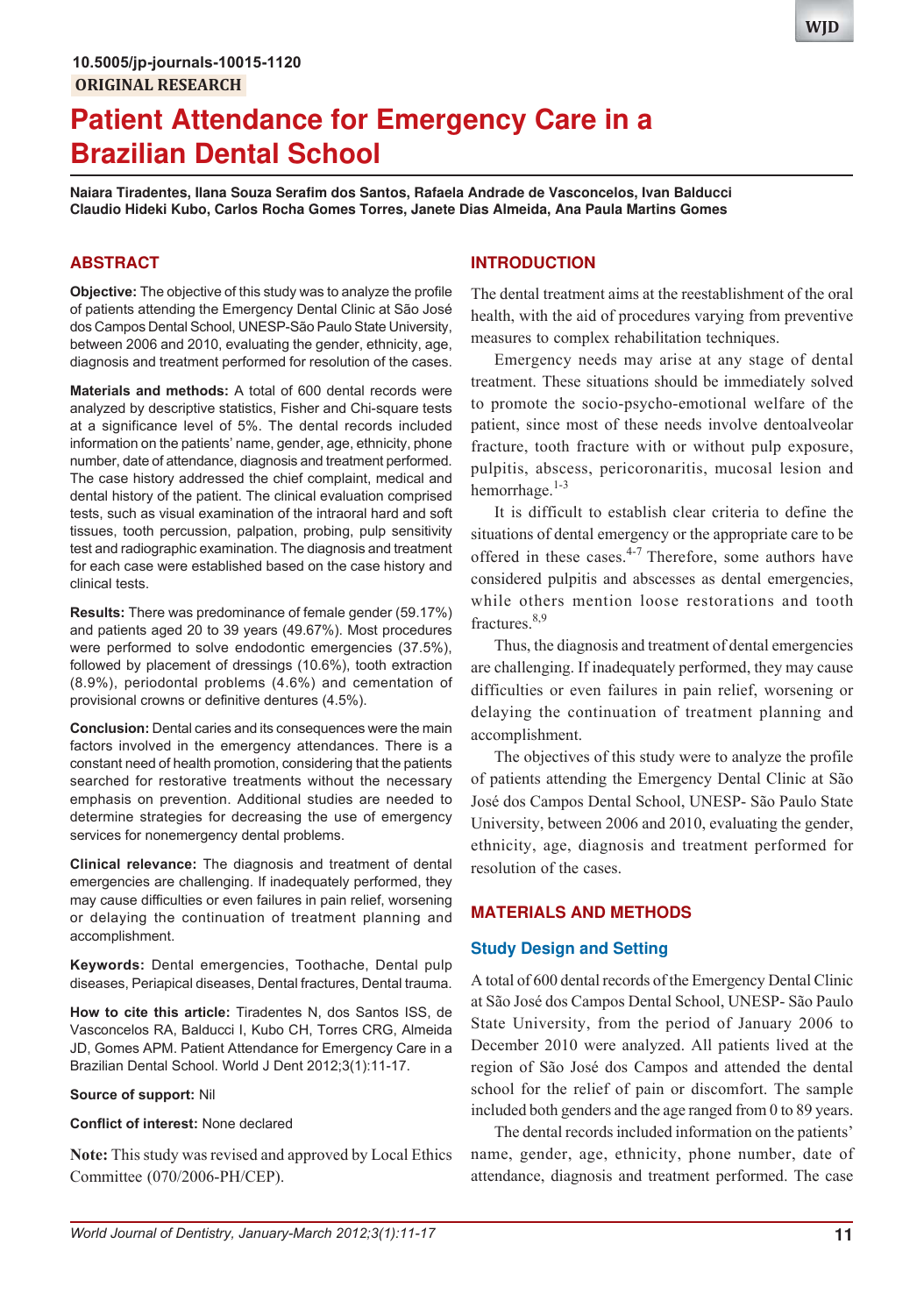10.5005/jp-journals-10015-1120

ORIGINAL RESEARCH

# Patient Attendance for Emergency Care in a Brazilian Dental School

**Naiara Tiradentes, Ilana Souza Serafim dos Santos, Rafaela Andrade de Vasconcelos, Ivan Balducci Claudio Hideki Kubo, Carlos Rocha Gomes Torres, Janete Dias Almeida, Ana Paula Martins Gomes**

## ABSTRACT

**Objective:** The objective of this study was to analyze the profile of patients attending the Emergency Dental Clinic at São José dos Campos Dental School, UNESP-São Paulo State University, between 2006 and 2010, evaluating the gender, ethnicity, age, diagnosis and treatment performed for resolution of the cases.

**Materials and methods:** A total of 600 dental records were analyzed by descriptive statistics, Fisher and Chi-square tests at a significance level of 5%. The dental records included information on the patients' name, gender, age, ethnicity, phone number, date of attendance, diagnosis and treatment performed. The case history addressed the chief complaint, medical and dental history of the patient. The clinical evaluation comprised tests, such as visual examination of the intraoral hard and soft tissues, tooth percussion, palpation, probing, pulp sensitivity test and radiographic examination. The diagnosis and treatment for each case were established based on the case history and clinical tests.

**Results:** There was predominance of female gender (59.17%) and patients aged 20 to 39 years (49.67%). Most procedures were performed to solve endodontic emergencies (37.5%), followed by placement of dressings (10.6%), tooth extraction (8.9%), periodontal problems (4.6%) and cementation of provisional crowns or definitive dentures (4.5%).

**Conclusion:** Dental caries and its consequences were the main factors involved in the emergency attendances. There is a constant need of health promotion, considering that the patients searched for restorative treatments without the necessary emphasis on prevention. Additional studies are needed to determine strategies for decreasing the use of emergency services for nonemergency dental problems.

**Clinical relevance:** The diagnosis and treatment of dental emergencies are challenging. If inadequately performed, they may cause difficulties or even failures in pain relief, worsening or delaying the continuation of treatment planning and accomplishment.

**Keywords:** Dental emergencies, Toothache, Dental pulp diseases, Periapical diseases, Dental fractures, Dental trauma.

**How to cite this article:** Tiradentes N, dos Santos ISS, de Vasconcelos RA, Balducci I, Kubo CH, Torres CRG, Almeida JD, Gomes APM. Patient Attendance for Emergency Care in a Brazilian Dental School. World J Dent 2012;3(1):11-17.

**Source of support:** Nil

**Conflict of interest:** None declared

**Note:** This study was revised and approved by Local Ethics Committee (070/2006-PH/CEP).

## INTRODUCTION

The dental treatment aims at the reestablishment of the oral health, with the aid of procedures varying from preventive measures to complex rehabilitation techniques.

Emergency needs may arise at any stage of dental treatment. These situations should be immediately solved to promote the socio-psyco-emotional welfare of the patient, since most of these needs involve dentoalveolar fracture, tooth fracture with or without pulp exposure, pulpitis, abscess, pericoronaritis, mucosal lesion and hemorrhage.[1-3]

It is difficult to establish clear criteria to define the situations of dental emergency or the appropriate care to be offered in these cases.[4-7] Therefore, some authors have considered pulpitis and abscesses as dental emergencies, while others mention loose restorations and tooth fractures.[8,9]

Thus, the diagnosis and treatment of dental emergencies are challenging. If inadequately performed, they may cause difficulties or even failures in pain relief, worsening or delaying the continuation of treatment planning and accomplishment.

The objectives of this study were to analyze the profile of patients attending the Emergency Dental Clinic at São José dos Campos Dental School, UNESP- São Paulo State University, between 2006 and 2010, evaluating the gender, ethnicity, age, diagnosis and treatment performed for resolution of the cases.

## MATERIALS AND METHODS

### Study Design and Setting

A total of 600 dental records of the Emergency Dental Clinic at São José dos Campos Dental School, UNESP- São Paulo State University, from the period of January 2006 to December 2010 were analyzed. All patients lived at the region of São José dos Campos and attended the dental school for the relief of pain or discomfort. The sample included both genders and the age ranged from 0 to 89 years.

The dental records included information on the patients' name, gender, age, ethnicity, phone number, date of attendance, diagnosis and treatment performed. The case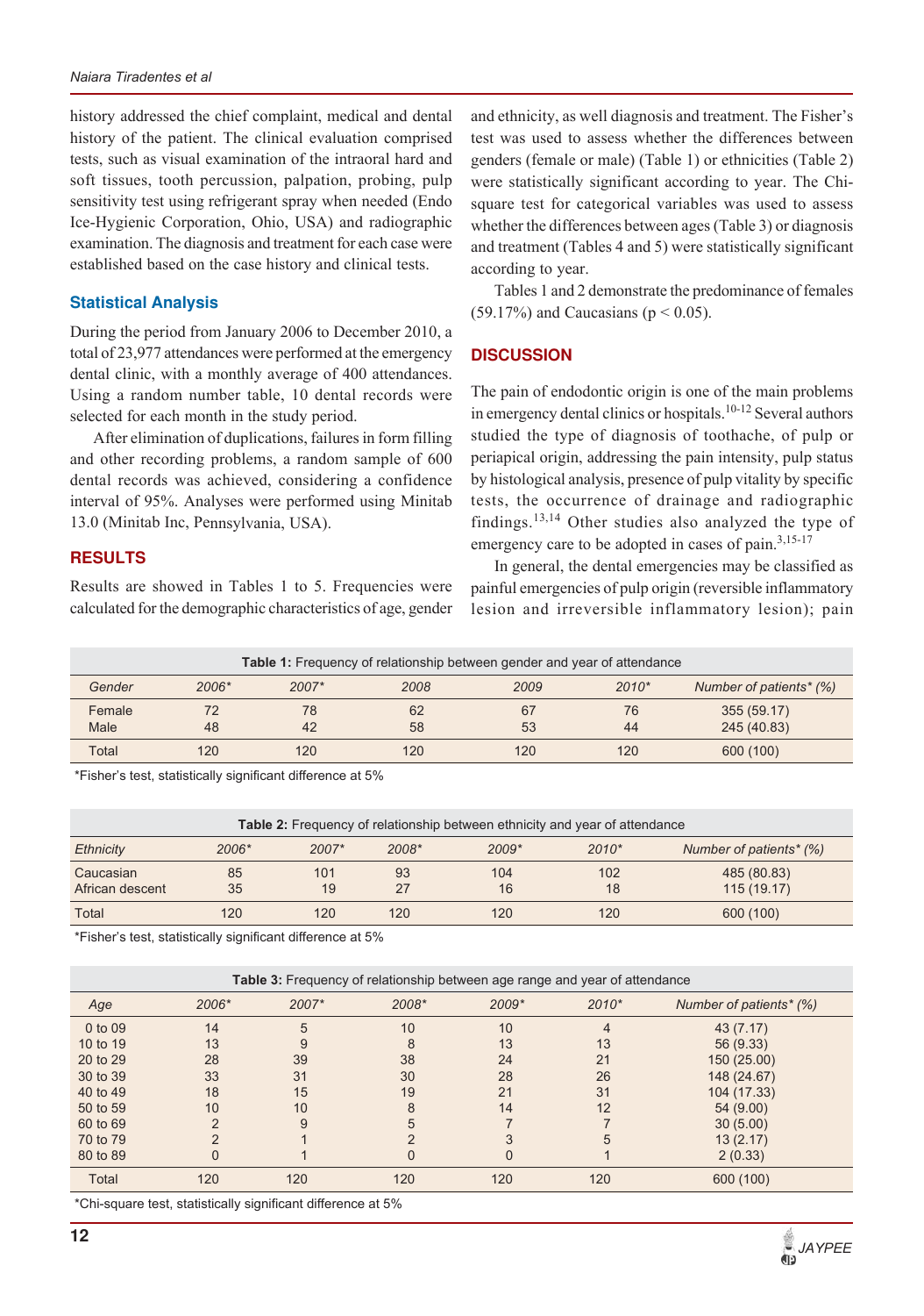history addressed the chief complaint, medical and dental history of the patient. The clinical evaluation comprised tests, such as visual examination of the intraoral hard and soft tissues, tooth percussion, palpation, probing, pulp sensitivity test using refrigerant spray when needed (Endo Ice-Hygienic Corporation, Ohio, USA) and radiographic examination. The diagnosis and treatment for each case were established based on the case history and clinical tests.

### Statistical Analysis

During the period from January 2006 to December 2010, a total of 23,977 attendances were performed at the emergency dental clinic, with a monthly average of 400 attendances. Using a random number table, 10 dental records were selected for each month in the study period.

After elimination of duplications, failures in form filling and other recording problems, a random sample of 600 dental records was achieved, considering a confidence interval of 95%. Analyses were performed using Minitab 13.0 (Minitab Inc, Pennsylvania, USA).

## RESULTS

Results are showed in Tables 1 to 5. Frequencies were calculated for the demographic characteristics of age, gender and ethnicity, as well diagnosis and treatment. The Fisher's test was used to assess whether the differences between genders (female or male) (Table 1) or ethnicities (Table 2) were statistically significant according to year. The Chi-square test for categorical variables was used to assess whether the differences between ages (Table 3) or diagnosis and treatment (Tables 4 and 5) were statistically significant according to year.

Tables 1 and 2 demonstrate the predominance of females (59.17%) and Caucasians ($p < 0.05$).

## DISCUSSION

The pain of endodontic origin is one of the main problems in emergency dental clinics or hospitals.[10-12] Several authors studied the type of diagnosis of toothache, of pulp or periapical origin, addressing the pain intensity, pulp status by histological analysis, presence of pulp vitality by specific tests, the occurrence of drainage and radiographic findings.[13,14] Other studies also analyzed the type of emergency care to be adopted in cases of pain.[3,15-17]

In general, the dental emergencies may be classified as painful emergencies of pulp origin (reversible inflammatory lesion and irreversible inflammatory lesion); pain

**Table 1:** Frequency of relationship between gender and year of attendance

| *Gender* | *2006\** | *2007\** | *2008* | *2009* | *2010\** | *Number of patients\* (%)* |
|---|---|---|---|---|---|---|
| Female | 72 | 78 | 62 | 67 | 76 | 355 (59.17) |
| Male | 48 | 42 | 58 | 53 | 44 | 245 (40.83) |
| Total | 120 | 120 | 120 | 120 | 120 | 600 (100) |

*Fisher's test, statistically significant difference at 5%

**Table 2:** Frequency of relationship between ethnicity and year of attendance

| *Ethnicity* | *2006\** | *2007\** | *2008\** | *2009\** | *2010\** | *Number of patients\* (%)* |
|---|---|---|---|---|---|---|
| Caucasian | 85 | 101 | 93 | 104 | 102 | 485 (80.83) |
| African descent | 35 | 19 | 27 | 16 | 18 | 115 (19.17) |
| Total | 120 | 120 | 120 | 120 | 120 | 600 (100) |

*Fisher's test, statistically significant difference at 5%

**Table 3:** Frequency of relationship between age range and year of attendance

| *Age* | *2006\** | *2007\** | *2008\** | *2009\** | *2010\** | *Number of patients\* (%)* |
|---|---|---|---|---|---|---|
| 0 to 09 | 14 | 5 | 10 | 10 | 4 | 43 (7.17) |
| 10 to 19 | 13 | 9 | 8 | 13 | 13 | 56 (9.33) |
| 20 to 29 | 28 | 39 | 38 | 24 | 21 | 150 (25.00) |
| 30 to 39 | 33 | 31 | 30 | 28 | 26 | 148 (24.67) |
| 40 to 49 | 18 | 15 | 19 | 21 | 31 | 104 (17.33) |
| 50 to 59 | 10 | 10 | 8 | 14 | 12 | 54 (9.00) |
| 60 to 69 | 2 | 9 | 5 | 7 | 7 | 30 (5.00) |
| 70 to 79 | 2 | 1 | 2 | 3 | 5 | 13 (2.17) |
| 80 to 89 | 0 | 1 | 0 | 0 | 1 | 2 (0.33) |
| Total | 120 | 120 | 120 | 120 | 120 | 600 (100) |

*Chi-square test, statistically significant difference at 5%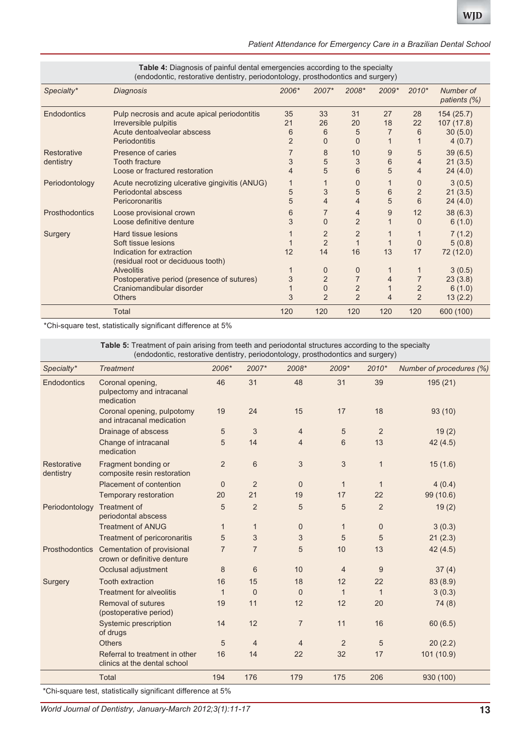**Table 4:** Diagnosis of painful dental emergencies according to the specialty (endodontic, restorative dentistry, periodontology, prosthodontics and surgery)

| Specialty* | Diagnosis | 2006* | 2007* | 2008* | 2009* | 2010* | Number of patients (%) |
|---|---|---|---|---|---|---|---|
| Endodontics | Pulp necrosis and acute apical periodontitis | 35 | 33 | 31 | 27 | 28 | 154 (25.7) |
| | Irreversible pulpitis | 21 | 26 | 20 | 18 | 22 | 107 (17.8) |
| | Acute dentoalveolar abscess | 6 | 6 | 5 | 7 | 6 | 30 (5.0) |
| | Periodontitis | 2 | 0 | 0 | 1 | 1 | 4 (0.7) |
| Restorative dentistry | Presence of caries | 7 | 8 | 10 | 9 | 5 | 39 (6.5) |
| | Tooth fracture | 3 | 5 | 3 | 6 | 4 | 21 (3.5) |
| | Loose or fractured restoration | 4 | 5 | 6 | 5 | 4 | 24 (4.0) |
| Periodontology | Acute necrotizing ulcerative gingivitis (ANUG) | 1 | 1 | 0 | 1 | 0 | 3 (0.5) |
| | Periodontal abscess | 5 | 3 | 5 | 6 | 2 | 21 (3.5) |
| | Pericoronaritis | 5 | 4 | 4 | 5 | 6 | 24 (4.0) |
| Prosthodontics | Loose provisional crown | 6 | 7 | 4 | 9 | 12 | 38 (6.3) |
| | Loose definitive denture | 3 | 0 | 2 | 1 | 0 | 6 (1.0) |
| Surgery | Hard tissue lesions | 1 | 2 | 2 | 1 | 1 | 7 (1.2) |
| | Soft tissue lesions | 1 | 2 | 1 | 1 | 0 | 5 (0.8) |
| | Indication for extraction (residual root or deciduous tooth) | 12 | 14 | 16 | 13 | 17 | 72 (12.0) |
| | Alveolitis | 1 | 0 | 0 | 1 | 1 | 3 (0.5) |
| | Postoperative period (presence of sutures) | 3 | 2 | 7 | 4 | 7 | 23 (3.8) |
| | Craniomandibular disorder | 1 | 0 | 2 | 1 | 2 | 6 (1.0) |
| | Others | 3 | 2 | 2 | 4 | 2 | 13 (2.2) |
| | Total | 120 | 120 | 120 | 120 | 120 | 600 (100) |

*Chi-square test, statistically significant difference at 5%

**Table 5:** Treatment of pain arising from teeth and periodontal structures according to the specialty (endodontic, restorative dentistry, periodontology, prosthodontics and surgery)

| Specialty* | Treatment | 2006* | 2007* | 2008* | 2009* | 2010* | Number of procedures (%) |
|---|---|---|---|---|---|---|---|
| Endodontics | Coronal opening, pulpectomy and intracanal medication | 46 | 31 | 48 | 31 | 39 | 195 (21) |
| | Coronal opening, pulpotomy and intracanal medication | 19 | 24 | 15 | 17 | 18 | 93 (10) |
| | Drainage of abscess | 5 | 3 | 4 | 5 | 2 | 19 (2) |
| | Change of intracanal medication | 5 | 14 | 4 | 6 | 13 | 42 (4.5) |
| Restorative dentistry | Fragment bonding or composite resin restoration | 2 | 6 | 3 | 3 | 1 | 15 (1.6) |
| | Placement of contention | 0 | 2 | 0 | 1 | 1 | 4 (0.4) |
| | Temporary restoration | 20 | 21 | 19 | 17 | 22 | 99 (10.6) |
| Periodontology | Treatment of periodontal abscess | 5 | 2 | 5 | 5 | 2 | 19 (2) |
| | Treatment of ANUG | 1 | 1 | 0 | 1 | 0 | 3 (0.3) |
| | Treatment of pericoronaritis | 5 | 3 | 3 | 5 | 5 | 21 (2.3) |
| Prosthodontics | Cementation of provisional crown or definitive denture | 7 | 7 | 5 | 10 | 13 | 42 (4.5) |
| | Occlusal adjustment | 8 | 6 | 10 | 4 | 9 | 37 (4) |
| Surgery | Tooth extraction | 16 | 15 | 18 | 12 | 22 | 83 (8.9) |
| | Treatment for alveolitis | 1 | 0 | 0 | 1 | 1 | 3 (0.3) |
| | Removal of sutures (postoperative period) | 19 | 11 | 12 | 12 | 20 | 74 (8) |
| | Systemic prescription of drugs | 14 | 12 | 7 | 11 | 16 | 60 (6.5) |
| | Others | 5 | 4 | 4 | 2 | 5 | 20 (2.2) |
| | Referral to treatment in other clinics at the dental school | 16 | 14 | 22 | 32 | 17 | 101 (10.9) |
| | Total | 194 | 176 | 179 | 175 | 206 | 930 (100) |

*Chi-square test, statistically significant difference at 5%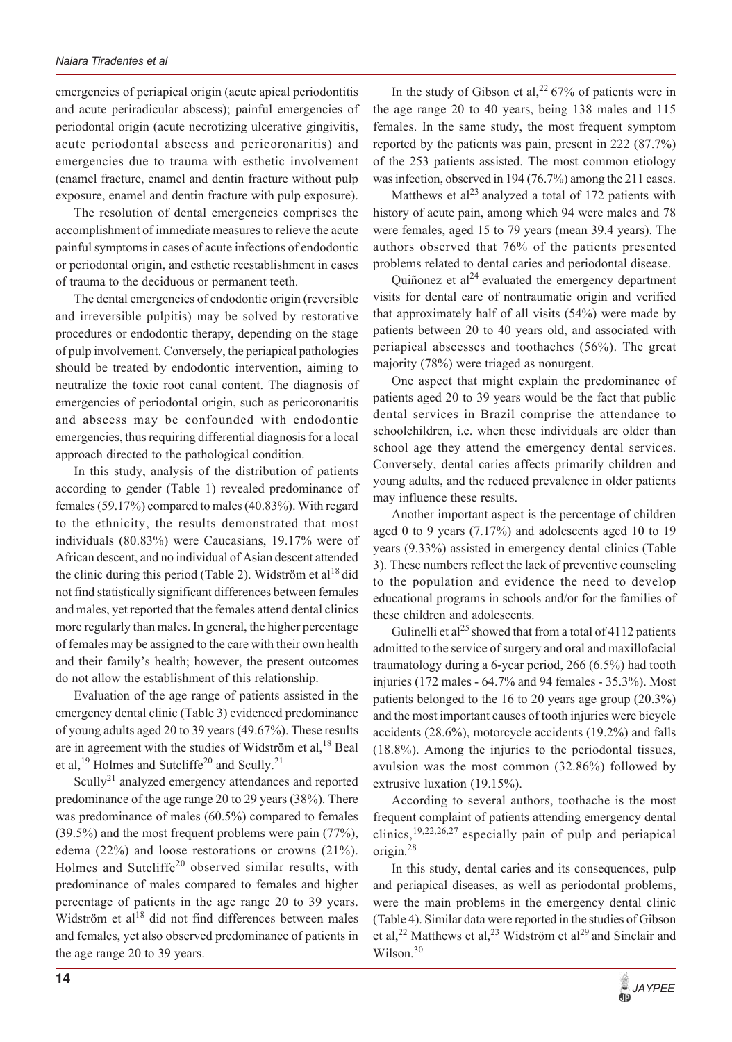emergencies of periapical origin (acute apical periodontitis and acute periradicular abscess); painful emergencies of periodontal origin (acute necrotizing ulcerative gingivitis, acute periodontal abscess and pericoronaritis) and emergencies due to trauma with esthetic involvement (enamel fracture, enamel and dentin fracture without pulp exposure, enamel and dentin fracture with pulp exposure).

The resolution of dental emergencies comprises the accomplishment of immediate measures to relieve the acute painful symptoms in cases of acute infections of endodontic or periodontal origin, and esthetic reestablishment in cases of trauma to the deciduous or permanent teeth.

The dental emergencies of endodontic origin (reversible and irreversible pulpitis) may be solved by restorative procedures or endodontic therapy, depending on the stage of pulp involvement. Conversely, the periapical pathologies should be treated by endodontic intervention, aiming to neutralize the toxic root canal content. The diagnosis of emergencies of periodontal origin, such as pericoronaritis and abscess may be confounded with endodontic emergencies, thus requiring differential diagnosis for a local approach directed to the pathological condition.

In this study, analysis of the distribution of patients according to gender (Table 1) revealed predominance of females (59.17%) compared to males (40.83%). With regard to the ethnicity, the results demonstrated that most individuals (80.83%) were Caucasians, 19.17% were of African descent, and no individual of Asian descent attended the clinic during this period (Table 2). Widström et al[18] did not find statistically significant differences between females and males, yet reported that the females attend dental clinics more regularly than males. In general, the higher percentage of females may be assigned to the care with their own health and their family's health; however, the present outcomes do not allow the establishment of this relationship.

Evaluation of the age range of patients assisted in the emergency dental clinic (Table 3) evidenced predominance of young adults aged 20 to 39 years (49.67%). These results are in agreement with the studies of Widström et al,[18] Beal et al,[19] Holmes and Sutcliffe[20] and Scully.[21]

Scully[21] analyzed emergency attendances and reported predominance of the age range 20 to 29 years (38%). There was predominance of males (60.5%) compared to females (39.5%) and the most frequent problems were pain (77%), edema (22%) and loose restorations or crowns (21%). Holmes and Sutcliffe[20] observed similar results, with predominance of males compared to females and higher percentage of patients in the age range 20 to 39 years. Widström et al[18] did not find differences between males and females, yet also observed predominance of patients in the age range 20 to 39 years.

In the study of Gibson et al,[22] 67% of patients were in the age range 20 to 40 years, being 138 males and 115 females. In the same study, the most frequent symptom reported by the patients was pain, present in 222 (87.7%) of the 253 patients assisted. The most common etiology was infection, observed in 194 (76.7%) among the 211 cases.

Matthews et al[23] analyzed a total of 172 patients with history of acute pain, among which 94 were males and 78 were females, aged 15 to 79 years (mean 39.4 years). The authors observed that 76% of the patients presented problems related to dental caries and periodontal disease.

Quiñonez et al[24] evaluated the emergency department visits for dental care of nontraumatic origin and verified that approximately half of all visits (54%) were made by patients between 20 to 40 years old, and associated with periapical abscesses and toothaches (56%). The great majority (78%) were triaged as nonurgent.

One aspect that might explain the predominance of patients aged 20 to 39 years would be the fact that public dental services in Brazil comprise the attendance to schoolchildren, i.e. when these individuals are older than school age they attend the emergency dental services. Conversely, dental caries affects primarily children and young adults, and the reduced prevalence in older patients may influence these results.

Another important aspect is the percentage of children aged 0 to 9 years (7.17%) and adolescents aged 10 to 19 years (9.33%) assisted in emergency dental clinics (Table 3). These numbers reflect the lack of preventive counseling to the population and evidence the need to develop educational programs in schools and/or for the families of these children and adolescents.

Gulinelli et al[25] showed that from a total of 4112 patients admitted to the service of surgery and oral and maxillofacial traumatology during a 6-year period, 266 (6.5%) had tooth injuries (172 males - 64.7% and 94 females - 35.3%). Most patients belonged to the 16 to 20 years age group (20.3%) and the most important causes of tooth injuries were bicycle accidents (28.6%), motorcycle accidents (19.2%) and falls (18.8%). Among the injuries to the periodontal tissues, avulsion was the most common (32.86%) followed by extrusive luxation (19.15%).

According to several authors, toothache is the most frequent complaint of patients attending emergency dental clinics,[19,22,26,27] especially pain of pulp and periapical origin.[28]

In this study, dental caries and its consequences, pulp and periapical diseases, as well as periodontal problems, were the main problems in the emergency dental clinic (Table 4). Similar data were reported in the studies of Gibson et al,[22] Matthews et al,[23] Widström et al[29] and Sinclair and Wilson.[30]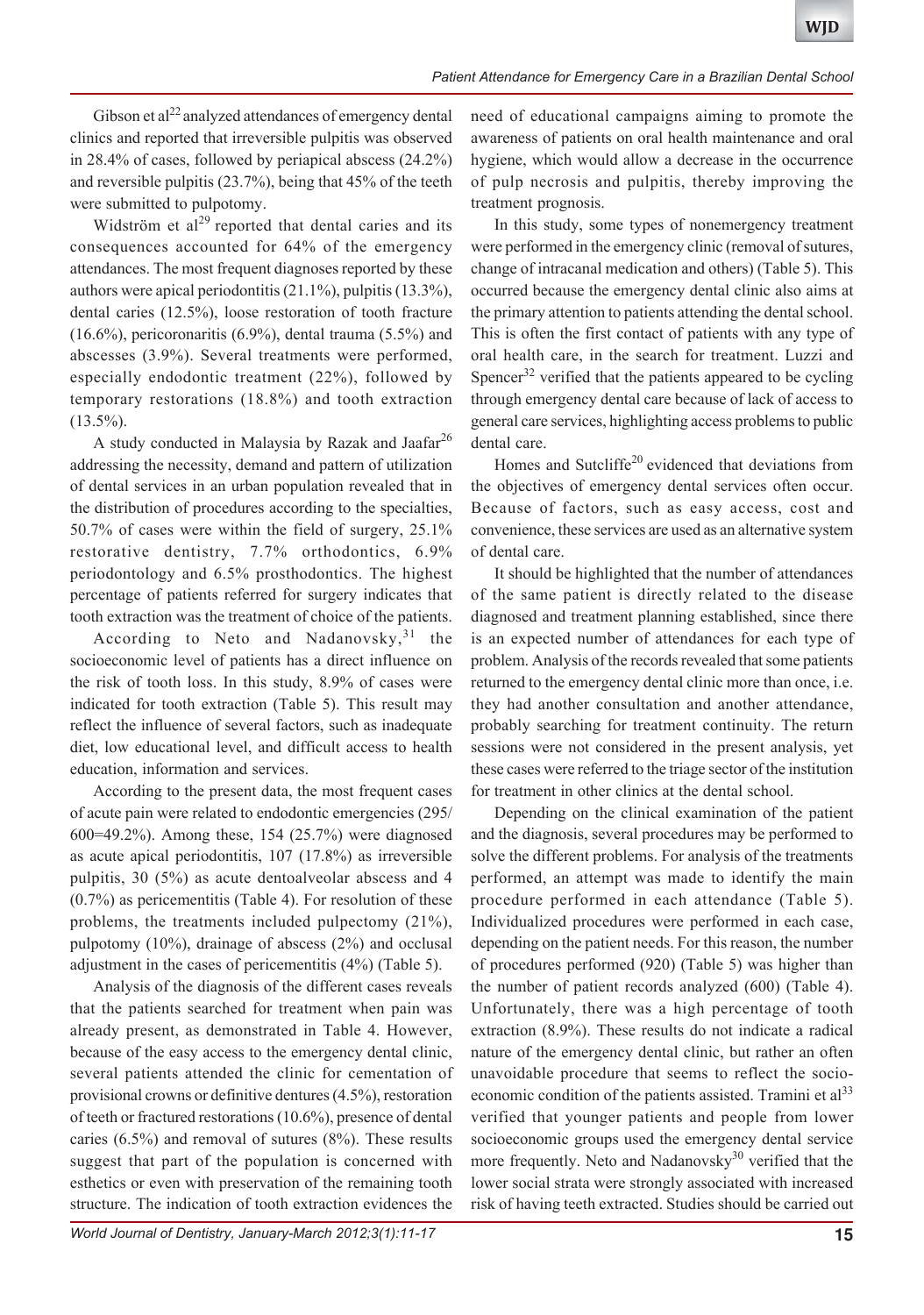Gibson et al[22] analyzed attendances of emergency dental clinics and reported that irreversible pulpitis was observed in 28.4% of cases, followed by periapical abscess (24.2%) and reversible pulpitis (23.7%), being that 45% of the teeth were submitted to pulpotomy.

Widström et al[29] reported that dental caries and its consequences accounted for 64% of the emergency attendances. The most frequent diagnoses reported by these authors were apical periodontitis (21.1%), pulpitis (13.3%), dental caries (12.5%), loose restoration of tooth fracture (16.6%), pericoronaritis (6.9%), dental trauma (5.5%) and abscesses (3.9%). Several treatments were performed, especially endodontic treatment (22%), followed by temporary restorations (18.8%) and tooth extraction (13.5%).

A study conducted in Malaysia by Razak and Jaafar[26] addressing the necessity, demand and pattern of utilization of dental services in an urban population revealed that in the distribution of procedures according to the specialties, 50.7% of cases were within the field of surgery, 25.1% restorative dentistry, 7.7% orthodontics, 6.9% periodontology and 6.5% prosthodontics. The highest percentage of patients referred for surgery indicates that tooth extraction was the treatment of choice of the patients.

According to Neto and Nadanovsky,[31] the socioeconomic level of patients has a direct influence on the risk of tooth loss. In this study, 8.9% of cases were indicated for tooth extraction (Table 5). This result may reflect the influence of several factors, such as inadequate diet, low educational level, and difficult access to health education, information and services.

According to the present data, the most frequent cases of acute pain were related to endodontic emergencies (295/600=49.2%). Among these, 154 (25.7%) were diagnosed as acute apical periodontitis, 107 (17.8%) as irreversible pulpitis, 30 (5%) as acute dentoalveolar abscess and 4 (0.7%) as pericementitis (Table 4). For resolution of these problems, the treatments included pulpectomy (21%), pulpotomy (10%), drainage of abscess (2%) and occlusal adjustment in the cases of pericementitis (4%) (Table 5).

Analysis of the diagnosis of the different cases reveals that the patients searched for treatment when pain was already present, as demonstrated in Table 4. However, because of the easy access to the emergency dental clinic, several patients attended the clinic for cementation of provisional crowns or definitive dentures (4.5%), restoration of teeth or fractured restorations (10.6%), presence of dental caries (6.5%) and removal of sutures (8%). These results suggest that part of the population is concerned with esthetics or even with preservation of the remaining tooth structure. The indication of tooth extraction evidences the need of educational campaigns aiming to promote the awareness of patients on oral health maintenance and oral hygiene, which would allow a decrease in the occurrence of pulp necrosis and pulpitis, thereby improving the treatment prognosis.

In this study, some types of nonemergency treatment were performed in the emergency clinic (removal of sutures, change of intracanal medication and others) (Table 5). This occurred because the emergency dental clinic also aims at the primary attention to patients attending the dental school. This is often the first contact of patients with any type of oral health care, in the search for treatment. Luzzi and Spencer[32] verified that the patients appeared to be cycling through emergency dental care because of lack of access to general care services, highlighting access problems to public dental care.

Homes and Sutcliffe[20] evidenced that deviations from the objectives of emergency dental services often occur. Because of factors, such as easy access, cost and convenience, these services are used as an alternative system of dental care.

It should be highlighted that the number of attendances of the same patient is directly related to the disease diagnosed and treatment planning established, since there is an expected number of attendances for each type of problem. Analysis of the records revealed that some patients returned to the emergency dental clinic more than once, i.e. they had another consultation and another attendance, probably searching for treatment continuity. The return sessions were not considered in the present analysis, yet these cases were referred to the triage sector of the institution for treatment in other clinics at the dental school.

Depending on the clinical examination of the patient and the diagnosis, several procedures may be performed to solve the different problems. For analysis of the treatments performed, an attempt was made to identify the main procedure performed in each attendance (Table 5). Individualized procedures were performed in each case, depending on the patient needs. For this reason, the number of procedures performed (920) (Table 5) was higher than the number of patient records analyzed (600) (Table 4). Unfortunately, there was a high percentage of tooth extraction (8.9%). These results do not indicate a radical nature of the emergency dental clinic, but rather an often unavoidable procedure that seems to reflect the socio-economic condition of the patients assisted. Tramini et al[33] verified that younger patients and people from lower socioeconomic groups used the emergency dental service more frequently. Neto and Nadanovsky[30] verified that the lower social strata were strongly associated with increased risk of having teeth extracted. Studies should be carried out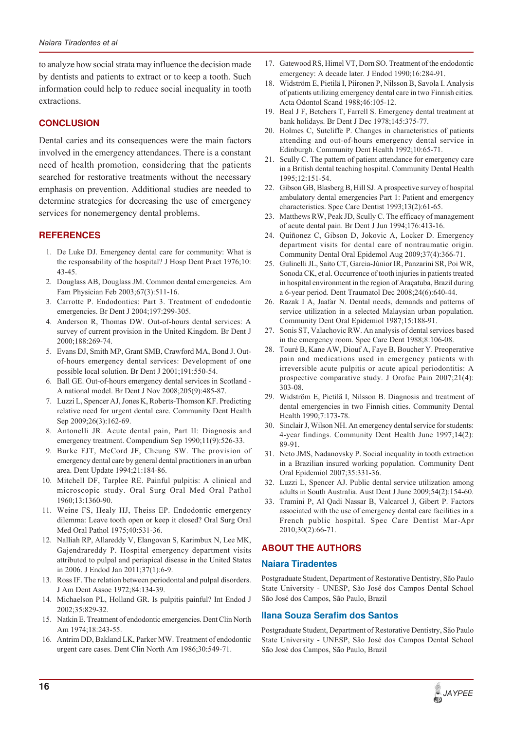to analyze how social strata may influence the decision made by dentists and patients to extract or to keep a tooth. Such information could help to reduce social inequality in tooth extractions.

## CONCLUSION

Dental caries and its consequences were the main factors involved in the emergency attendances. There is a constant need of health promotion, considering that the patients searched for restorative treatments without the necessary emphasis on prevention. Additional studies are needed to determine strategies for decreasing the use of emergency services for nonemergency dental problems.

## REFERENCES

1. De Luke DJ. Emergency dental care for community: What is the responsability of the hospital? J Hosp Dent Pract 1976;10:43-45.
2. Douglass AB, Douglass JM. Common dental emergencies. Am Fam Physician Feb 2003;67(3):511-16.
3. Carrotte P. Endodontics: Part 3. Treatment of endodontic emergencies. Br Dent J 2004;197:299-305.
4. Anderson R, Thomas DW. Out-of-hours dental services: A survey of current provision in the United Kingdom. Br Dent J 2000;188:269-74.
5. Evans DJ, Smith MP, Grant SMB, Crawford MA, Bond J. Out-of-hours emergency dental services: Development of one possible local solution. Br Dent J 2001;191:550-54.
6. Ball GE. Out-of-hours emergency dental services in Scotland - A national model. Br Dent J Nov 2008;205(9):485-87.
7. Luzzi L, Spencer AJ, Jones K, Roberts-Thomson KF. Predicting relative need for urgent dental care. Community Dent Health Sep 2009;26(3):162-69.
8. Antonelli JR. Acute dental pain, Part II: Diagnosis and emergency treatment. Compendium Sep 1990;11(9):526-33.
9. Burke FJT, McCord JF, Cheung SW. The provision of emergency dental care by general dental practitioners in an urban area. Dent Update 1994;21:184-86.
10. Mitchell DF, Tarplee RE. Painful pulpitis: A clinical and microscopic study. Oral Surg Oral Med Oral Pathol 1960;13:1360-90.
11. Weine FS, Healy HJ, Theiss EP. Endodontic emergency dilemma: Leave tooth open or keep it closed? Oral Surg Oral Med Oral Pathol 1975;40:531-36.
12. Nalliah RP, Allareddy V, Elangovan S, Karimbux N, Lee MK, Gajendrareddy P. Hospital emergency department visits attributed to pulpal and periapical disease in the United States in 2006. J Endod Jan 2011;37(1):6-9.
13. Ross IF. The relation between periodontal and pulpal disorders. J Am Dent Assoc 1972;84:134-39.
14. Michaelson PL, Holland GR. Is pulpitis painful? Int Endod J 2002;35:829-32.
15. Natkin E. Treatment of endodontic emergencies. Dent Clin North Am 1974;18:243-55.
16. Antrim DD, Bakland LK, Parker MW. Treatment of endodontic urgent care cases. Dent Clin North Am 1986;30:549-71.
17. Gatewood RS, Himel VT, Dorn SO. Treatment of the endodontic emergency: A decade later. J Endod 1990;16:284-91.
18. Widström E, Pietilä I, Piironen P, Nilsson B, Savola I. Analysis of patients utilizing emergency dental care in two Finnish cities. Acta Odontol Scand 1988;46:105-12.
19. Beal J F, Betchers T, Farrell S. Emergency dental treatment at bank holidays. Br Dent J Dec 1978;145:375-77.
20. Holmes C, Sutcliffe P. Changes in characteristics of patients attending and out-of-hours emergency dental service in Edinburgh. Community Dent Health 1992;10:65-71.
21. Scully C. The pattern of patient attendance for emergency care in a British dental teaching hospital. Community Dental Health 1995;12:151-54.
22. Gibson GB, Blasberg B, Hill SJ. A prospective survey of hospital ambulatory dental emergencies Part 1: Patient and emergency characteristics. Spec Care Dentist 1993;13(2):61-65.
23. Matthews RW, Peak JD, Scully C. The efficacy of management of acute dental pain. Br Dent J Jun 1994;176:413-16.
24. Quiñonez C, Gibson D, Jokovic A, Locker D. Emergency department visits for dental care of nontraumatic origin. Community Dental Oral Epidemol Aug 2009;37(4):366-71.
25. Gulinelli JL, Saito CT, Garcia-Júnior IR, Panzarini SR, Poi WR, Sonoda CK, et al. Occurrence of tooth injuries in patients treated in hospital environment in the region of Araçatuba, Brazil during a 6-year period. Dent Traumatol Dec 2008;24(6):640-44.
26. Razak I A, Jaafar N. Dental needs, demands and patterns of service utilization in a selected Malaysian urban population. Community Dent Oral Epidemiol 1987;15:188-91.
27. Sonis ST, Valachovic RW. An analysis of dental services based in the emergency room. Spec Care Dent 1988;8:106-08.
28. Touré B, Kane AW, Diouf A, Faye B, Boucher Y. Preoperative pain and medications used in emergency patients with irreversible acute pulpitis or acute apical periodontitis: A prospective comparative study. J Orofac Pain 2007;21(4):303-08.
29. Widström E, Pietilä I, Nilsson B. Diagnosis and treatment of dental emergencies in two Finnish cities. Community Dental Health 1990;7:173-78.
30. Sinclair J, Wilson NH. An emergency dental service for students: 4-year findings. Community Dent Health June 1997;14(2):89-91.
31. Neto JMS, Nadanovsky P. Social inequality in tooth extraction in a Brazilian insured working population. Community Dent Oral Epidemiol 2007;35:331-36.
32. Luzzi L, Spencer AJ. Public dental service utilization among adults in South Australia. Aust Dent J June 2009;54(2):154-60.
33. Tramini P, Al Qadi Nassar B, Valcarcel J, Gibert P. Factors associated with the use of emergency dental care facilities in a French public hospital. Spec Care Dentist Mar-Apr 2010;30(2):66-71.

## ABOUT THE AUTHORS

### Naiara Tiradentes

Postgraduate Student, Department of Restorative Dentistry, São Paulo State University - UNESP, São José dos Campos Dental School São José dos Campos, São Paulo, Brazil

### Ilana Souza Serafim dos Santos

Postgraduate Student, Department of Restorative Dentistry, São Paulo State University - UNESP, São José dos Campos Dental School São José dos Campos, São Paulo, Brazil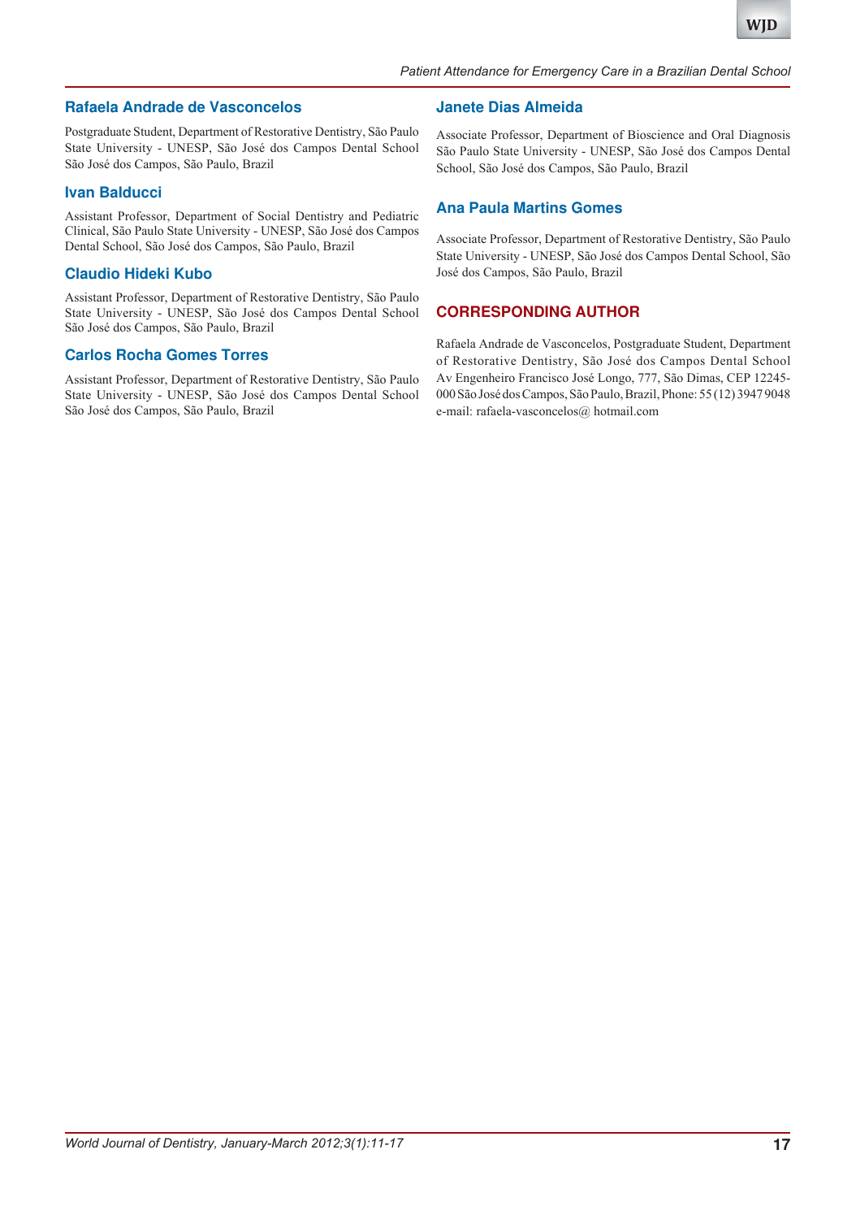## Rafaela Andrade de Vasconcelos

Postgraduate Student, Department of Restorative Dentistry, São Paulo State University - UNESP, São José dos Campos Dental School São José dos Campos, São Paulo, Brazil

## Ivan Balducci

Assistant Professor, Department of Social Dentistry and Pediatric Clinical, São Paulo State University - UNESP, São José dos Campos Dental School, São José dos Campos, São Paulo, Brazil

## Claudio Hideki Kubo

Assistant Professor, Department of Restorative Dentistry, São Paulo State University - UNESP, São José dos Campos Dental School São José dos Campos, São Paulo, Brazil

## Carlos Rocha Gomes Torres

Assistant Professor, Department of Restorative Dentistry, São Paulo State University - UNESP, São José dos Campos Dental School São José dos Campos, São Paulo, Brazil

## Janete Dias Almeida

Associate Professor, Department of Bioscience and Oral Diagnosis São Paulo State University - UNESP, São José dos Campos Dental School, São José dos Campos, São Paulo, Brazil

## Ana Paula Martins Gomes

Associate Professor, Department of Restorative Dentistry, São Paulo State University - UNESP, São José dos Campos Dental School, São José dos Campos, São Paulo, Brazil

## CORRESPONDING AUTHOR

Rafaela Andrade de Vasconcelos, Postgraduate Student, Department of Restorative Dentistry, São José dos Campos Dental School Av Engenheiro Francisco José Longo, 777, São Dimas, CEP 12245-000 São José dos Campos, São Paulo, Brazil, Phone: 55 (12) 3947 9048 e-mail: rafaela-vasconcelos@ hotmail.com